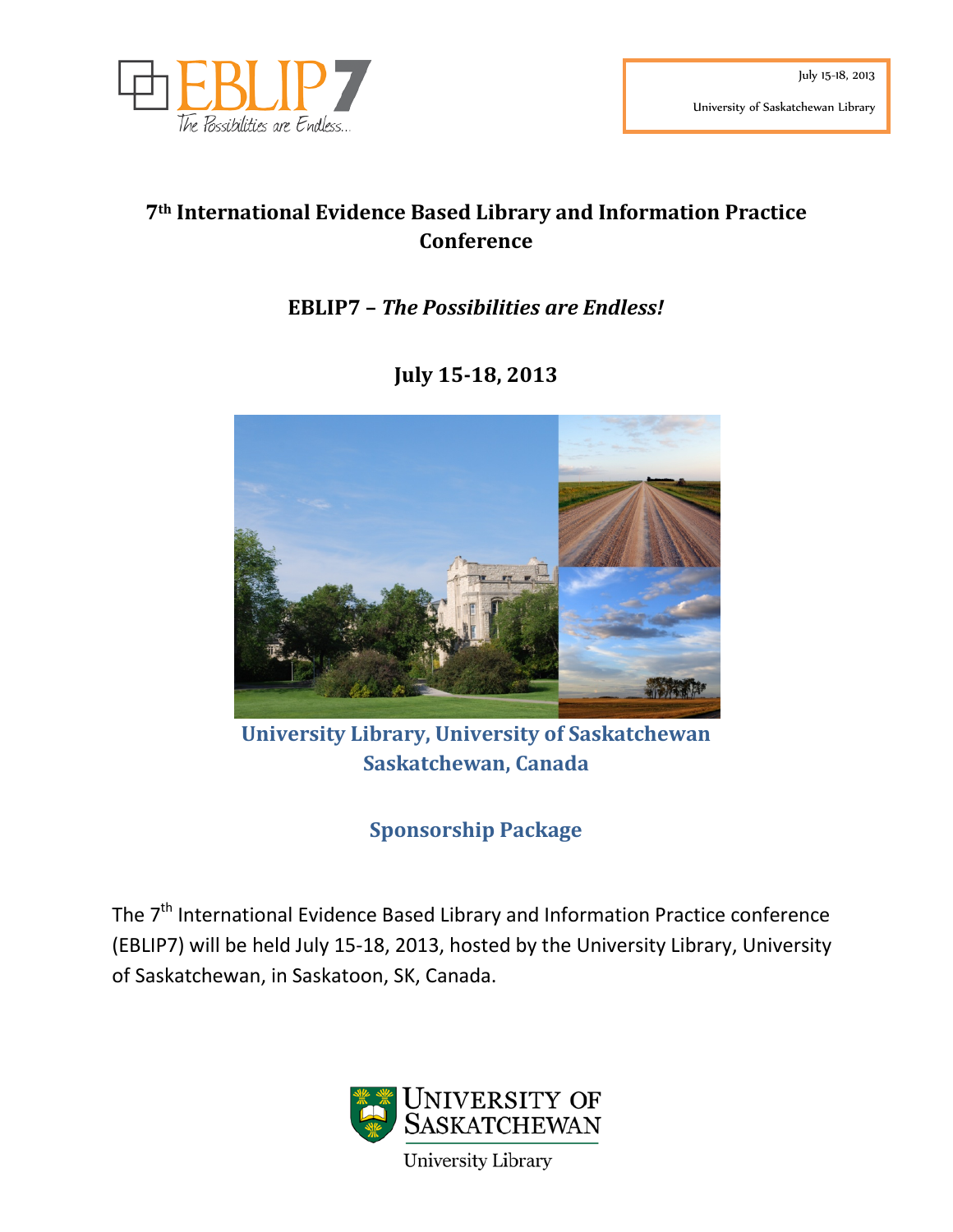EBLIP7
*The Possibilities are Endless...*

July 15-18, 2013

University of Saskatchewan Library

# 7th International Evidence Based Library and Information Practice Conference

## EBLIP7 – *The Possibilities are Endless!*

## July 15-18, 2013

**University Library, University of Saskatchewan**
**Saskatchewan, Canada**

## Sponsorship Package

The 7th International Evidence Based Library and Information Practice conference (EBLIP7) will be held July 15-18, 2013, hosted by the University Library, University of Saskatchewan, in Saskatoon, SK, Canada.

University of Saskatchewan
University Library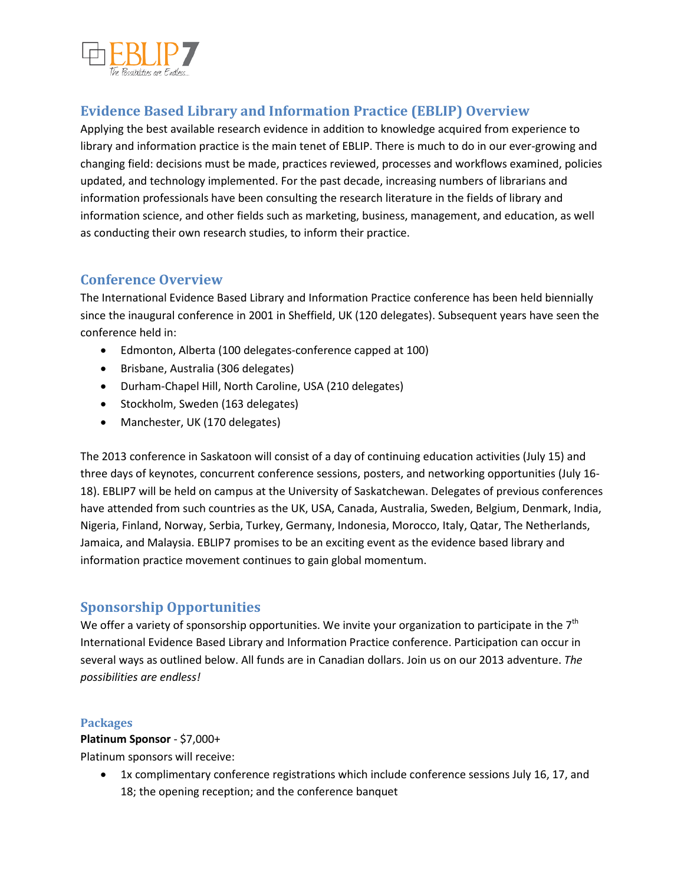## Evidence Based Library and Information Practice (EBLIP) Overview

Applying the best available research evidence in addition to knowledge acquired from experience to library and information practice is the main tenet of EBLIP. There is much to do in our ever-growing and changing field: decisions must be made, practices reviewed, processes and workflows examined, policies updated, and technology implemented. For the past decade, increasing numbers of librarians and information professionals have been consulting the research literature in the fields of library and information science, and other fields such as marketing, business, management, and education, as well as conducting their own research studies, to inform their practice.

## Conference Overview

The International Evidence Based Library and Information Practice conference has been held biennially since the inaugural conference in 2001 in Sheffield, UK (120 delegates). Subsequent years have seen the conference held in:

- Edmonton, Alberta (100 delegates-conference capped at 100)
- Brisbane, Australia (306 delegates)
- Durham-Chapel Hill, North Caroline, USA (210 delegates)
- Stockholm, Sweden (163 delegates)
- Manchester, UK (170 delegates)

The 2013 conference in Saskatoon will consist of a day of continuing education activities (July 15) and three days of keynotes, concurrent conference sessions, posters, and networking opportunities (July 16-18). EBLIP7 will be held on campus at the University of Saskatchewan. Delegates of previous conferences have attended from such countries as the UK, USA, Canada, Australia, Sweden, Belgium, Denmark, India, Nigeria, Finland, Norway, Serbia, Turkey, Germany, Indonesia, Morocco, Italy, Qatar, The Netherlands, Jamaica, and Malaysia. EBLIP7 promises to be an exciting event as the evidence based library and information practice movement continues to gain global momentum.

## Sponsorship Opportunities

We offer a variety of sponsorship opportunities. We invite your organization to participate in the 7th International Evidence Based Library and Information Practice conference. Participation can occur in several ways as outlined below. All funds are in Canadian dollars. Join us on our 2013 adventure. *The possibilities are endless!*

### Packages

**Platinum Sponsor** - $7,000+

Platinum sponsors will receive:

- 1x complimentary conference registrations which include conference sessions July 16, 17, and 18; the opening reception; and the conference banquet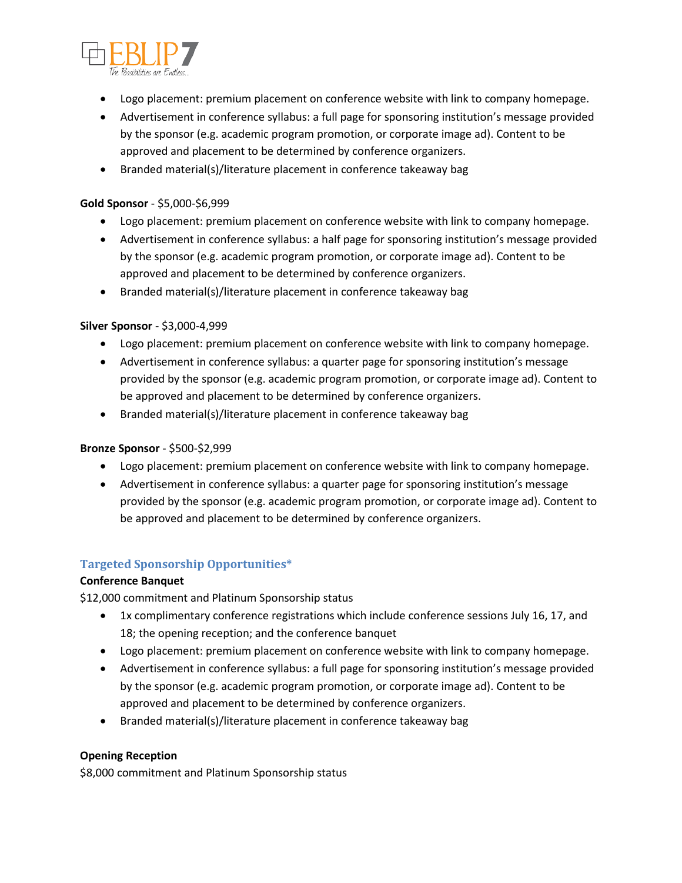- Logo placement: premium placement on conference website with link to company homepage.
- Advertisement in conference syllabus: a full page for sponsoring institution's message provided by the sponsor (e.g. academic program promotion, or corporate image ad). Content to be approved and placement to be determined by conference organizers.
- Branded material(s)/literature placement in conference takeaway bag

**Gold Sponsor** - $5,000-$6,999

- Logo placement: premium placement on conference website with link to company homepage.
- Advertisement in conference syllabus: a half page for sponsoring institution's message provided by the sponsor (e.g. academic program promotion, or corporate image ad). Content to be approved and placement to be determined by conference organizers.
- Branded material(s)/literature placement in conference takeaway bag

**Silver Sponsor** - $3,000-4,999

- Logo placement: premium placement on conference website with link to company homepage.
- Advertisement in conference syllabus: a quarter page for sponsoring institution's message provided by the sponsor (e.g. academic program promotion, or corporate image ad). Content to be approved and placement to be determined by conference organizers.
- Branded material(s)/literature placement in conference takeaway bag

**Bronze Sponsor** - $500-$2,999

- Logo placement: premium placement on conference website with link to company homepage.
- Advertisement in conference syllabus: a quarter page for sponsoring institution's message provided by the sponsor (e.g. academic program promotion, or corporate image ad). Content to be approved and placement to be determined by conference organizers.

## Targeted Sponsorship Opportunities*

**Conference Banquet**

$12,000 commitment and Platinum Sponsorship status

- 1x complimentary conference registrations which include conference sessions July 16, 17, and 18; the opening reception; and the conference banquet
- Logo placement: premium placement on conference website with link to company homepage.
- Advertisement in conference syllabus: a full page for sponsoring institution's message provided by the sponsor (e.g. academic program promotion, or corporate image ad). Content to be approved and placement to be determined by conference organizers.
- Branded material(s)/literature placement in conference takeaway bag

**Opening Reception**

$8,000 commitment and Platinum Sponsorship status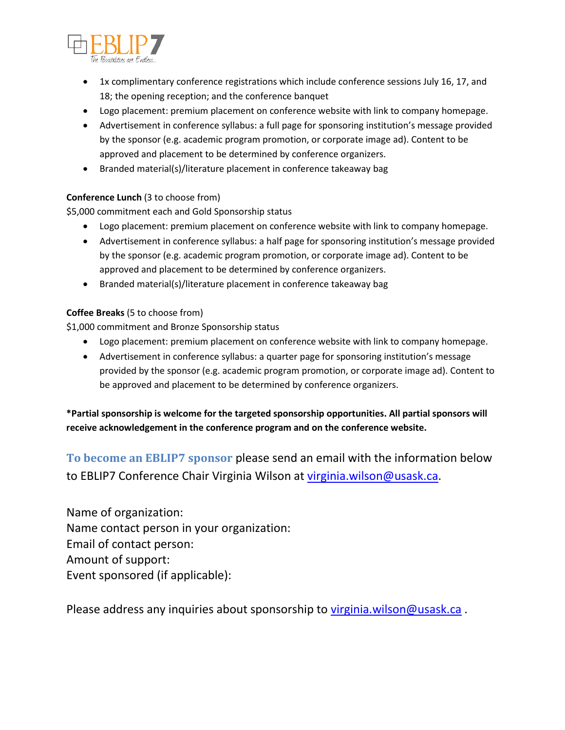- 1x complimentary conference registrations which include conference sessions July 16, 17, and 18; the opening reception; and the conference banquet
- Logo placement: premium placement on conference website with link to company homepage.
- Advertisement in conference syllabus: a full page for sponsoring institution's message provided by the sponsor (e.g. academic program promotion, or corporate image ad). Content to be approved and placement to be determined by conference organizers.
- Branded material(s)/literature placement in conference takeaway bag

**Conference Lunch** (3 to choose from)
$5,000 commitment each and Gold Sponsorship status

- Logo placement: premium placement on conference website with link to company homepage.
- Advertisement in conference syllabus: a half page for sponsoring institution's message provided by the sponsor (e.g. academic program promotion, or corporate image ad). Content to be approved and placement to be determined by conference organizers.
- Branded material(s)/literature placement in conference takeaway bag

**Coffee Breaks** (5 to choose from)
$1,000 commitment and Bronze Sponsorship status

- Logo placement: premium placement on conference website with link to company homepage.
- Advertisement in conference syllabus: a quarter page for sponsoring institution's message provided by the sponsor (e.g. academic program promotion, or corporate image ad). Content to be approved and placement to be determined by conference organizers.

**\*Partial sponsorship is welcome for the targeted sponsorship opportunities. All partial sponsors will receive acknowledgement in the conference program and on the conference website.**

**To become an EBLIP7 sponsor** please send an email with the information below to EBLIP7 Conference Chair Virginia Wilson at virginia.wilson@usask.ca.

Name of organization:
Name contact person in your organization:
Email of contact person:
Amount of support:
Event sponsored (if applicable):

Please address any inquiries about sponsorship to virginia.wilson@usask.ca .